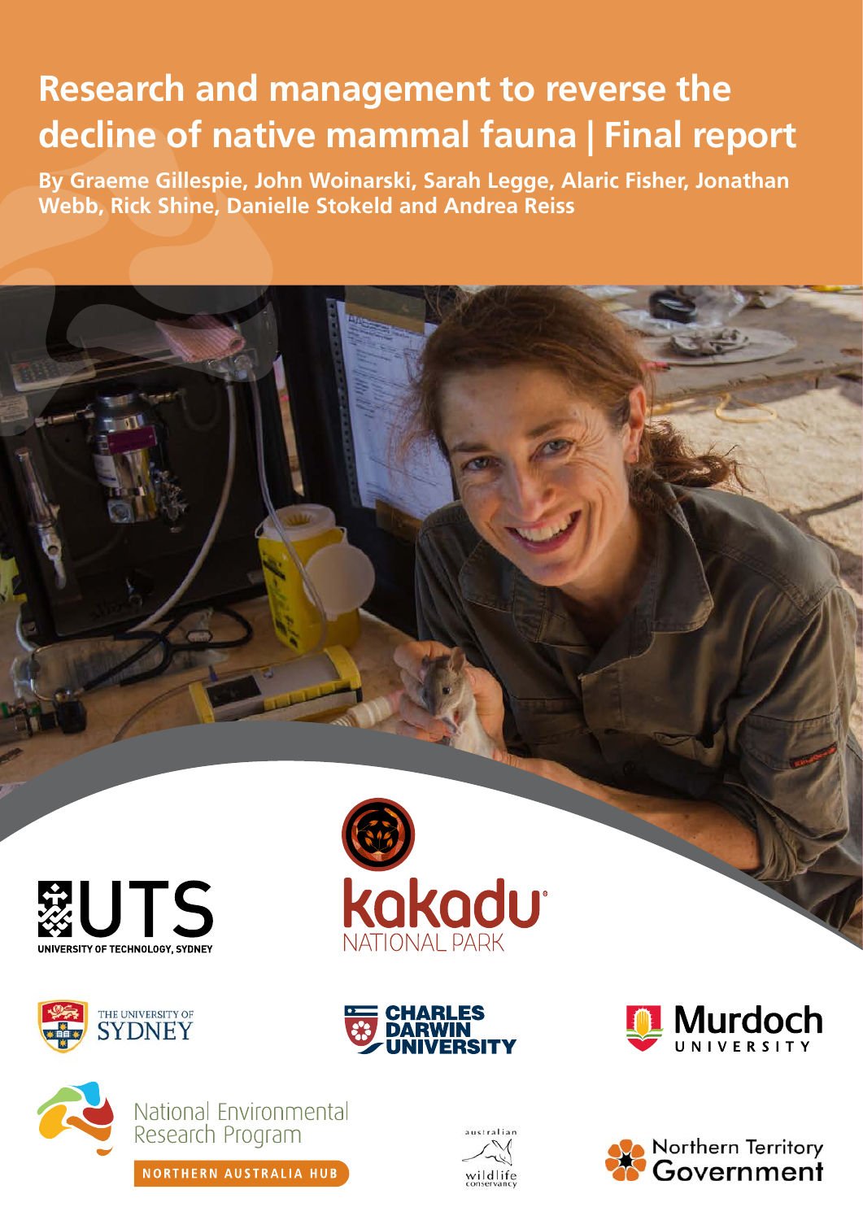# Research and management to reverse the decline of native mammal fauna | Final report

**By Graeme Gillespie, John Woinarski, Sarah Legge, Alaric Fisher, Jonathan Webb, Rick Shine, Danielle Stokeld and Andrea Reiss**

UTS
UNIVERSITY OF TECHNOLOGY, SYDNEY

kakadu
NATIONAL PARK

THE UNIVERSITY OF SYDNEY

CHARLES DARWIN UNIVERSITY

Murdoch
UNIVERSITY

National Environmental Research Program
NORTHERN AUSTRALIA HUB

australian wildlife conservancy

Northern Territory Government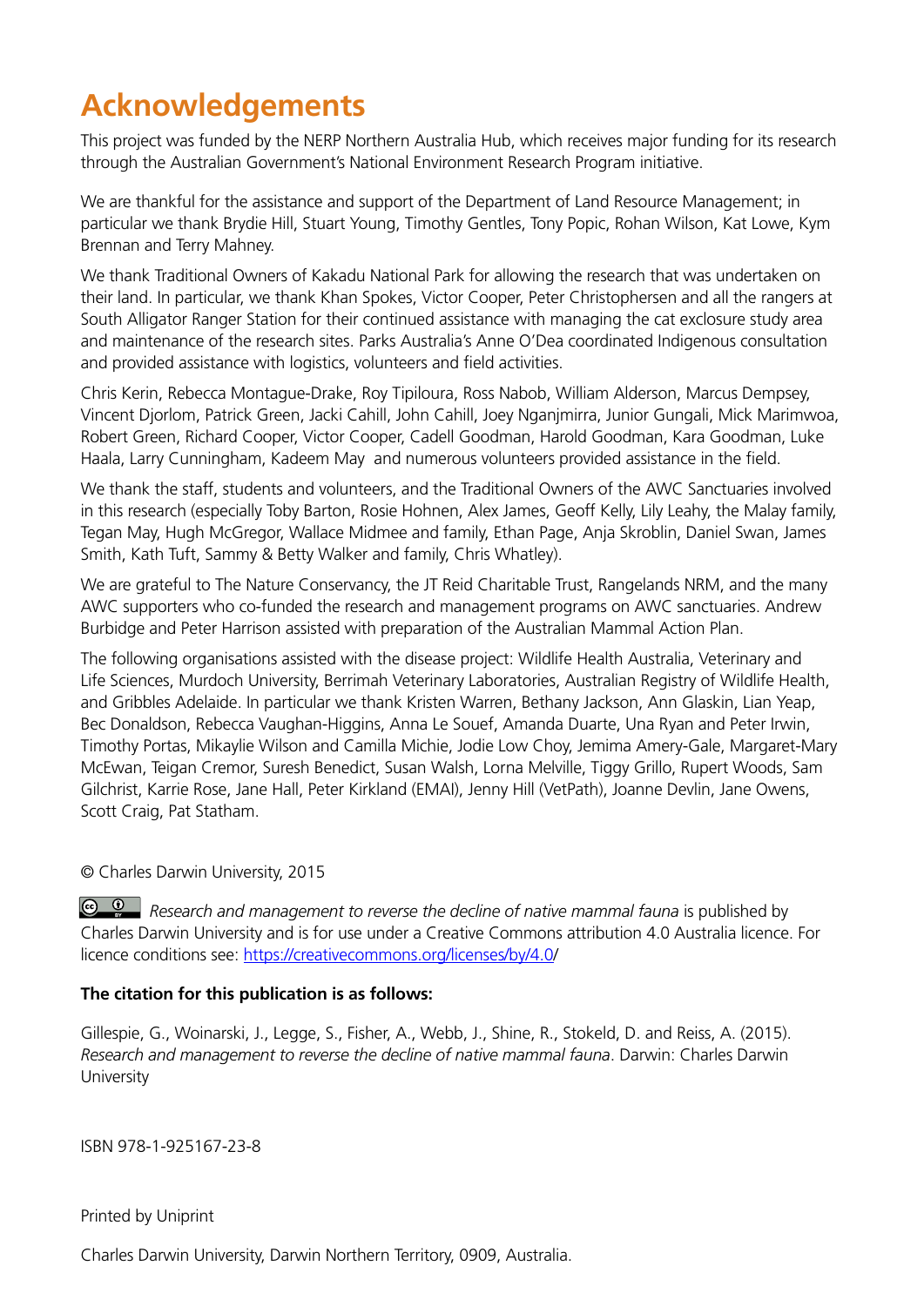# Acknowledgements

This project was funded by the NERP Northern Australia Hub, which receives major funding for its research through the Australian Government's National Environment Research Program initiative.

We are thankful for the assistance and support of the Department of Land Resource Management; in particular we thank Brydie Hill, Stuart Young, Timothy Gentles, Tony Popic, Rohan Wilson, Kat Lowe, Kym Brennan and Terry Mahney.

We thank Traditional Owners of Kakadu National Park for allowing the research that was undertaken on their land. In particular, we thank Khan Spokes, Victor Cooper, Peter Christophersen and all the rangers at South Alligator Ranger Station for their continued assistance with managing the cat exclosure study area and maintenance of the research sites. Parks Australia's Anne O'Dea coordinated Indigenous consultation and provided assistance with logistics, volunteers and field activities.

Chris Kerin, Rebecca Montague-Drake, Roy Tipiloura, Ross Nabob, William Alderson, Marcus Dempsey, Vincent Djorlom, Patrick Green, Jacki Cahill, John Cahill, Joey Nganjmirra, Junior Gungali, Mick Marimwoa, Robert Green, Richard Cooper, Victor Cooper, Cadell Goodman, Harold Goodman, Kara Goodman, Luke Haala, Larry Cunningham, Kadeem May and numerous volunteers provided assistance in the field.

We thank the staff, students and volunteers, and the Traditional Owners of the AWC Sanctuaries involved in this research (especially Toby Barton, Rosie Hohnen, Alex James, Geoff Kelly, Lily Leahy, the Malay family, Tegan May, Hugh McGregor, Wallace Midmee and family, Ethan Page, Anja Skroblin, Daniel Swan, James Smith, Kath Tuft, Sammy & Betty Walker and family, Chris Whatley).

We are grateful to The Nature Conservancy, the JT Reid Charitable Trust, Rangelands NRM, and the many AWC supporters who co-funded the research and management programs on AWC sanctuaries. Andrew Burbidge and Peter Harrison assisted with preparation of the Australian Mammal Action Plan.

The following organisations assisted with the disease project: Wildlife Health Australia, Veterinary and Life Sciences, Murdoch University, Berrimah Veterinary Laboratories, Australian Registry of Wildlife Health, and Gribbles Adelaide. In particular we thank Kristen Warren, Bethany Jackson, Ann Glaskin, Lian Yeap, Bec Donaldson, Rebecca Vaughan-Higgins, Anna Le Souef, Amanda Duarte, Una Ryan and Peter Irwin, Timothy Portas, Mikaylie Wilson and Camilla Michie, Jodie Low Choy, Jemima Amery-Gale, Margaret-Mary McEwan, Teigan Cremor, Suresh Benedict, Susan Walsh, Lorna Melville, Tiggy Grillo, Rupert Woods, Sam Gilchrist, Karrie Rose, Jane Hall, Peter Kirkland (EMAI), Jenny Hill (VetPath), Joanne Devlin, Jane Owens, Scott Craig, Pat Statham.

© Charles Darwin University, 2015

*Research and management to reverse the decline of native mammal fauna* is published by Charles Darwin University and is for use under a Creative Commons attribution 4.0 Australia licence. For licence conditions see: https://creativecommons.org/licenses/by/4.0/

**The citation for this publication is as follows:**

Gillespie, G., Woinarski, J., Legge, S., Fisher, A., Webb, J., Shine, R., Stokeld, D. and Reiss, A. (2015). *Research and management to reverse the decline of native mammal fauna*. Darwin: Charles Darwin University

ISBN 978-1-925167-23-8

Printed by Uniprint

Charles Darwin University, Darwin Northern Territory, 0909, Australia.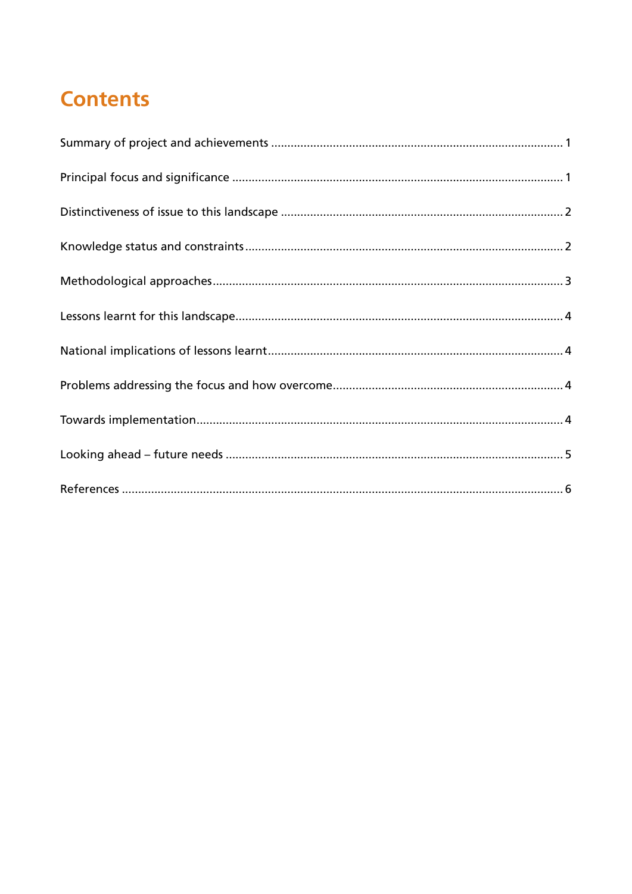# Contents

Summary of project and achievements ........................................................................................ 1

Principal focus and significance ..................................................................................................... 1

Distinctiveness of issue to this landscape ..................................................................................... 2

Knowledge status and constraints ................................................................................................. 2

Methodological approaches ........................................................................................................... 3

Lessons learnt for this landscape .................................................................................................... 4

National implications of lessons learnt .......................................................................................... 4

Problems addressing the focus and how overcome ...................................................................... 4

Towards implementation ................................................................................................................ 4

Looking ahead – future needs ....................................................................................................... 5

References ....................................................................................................................................... 6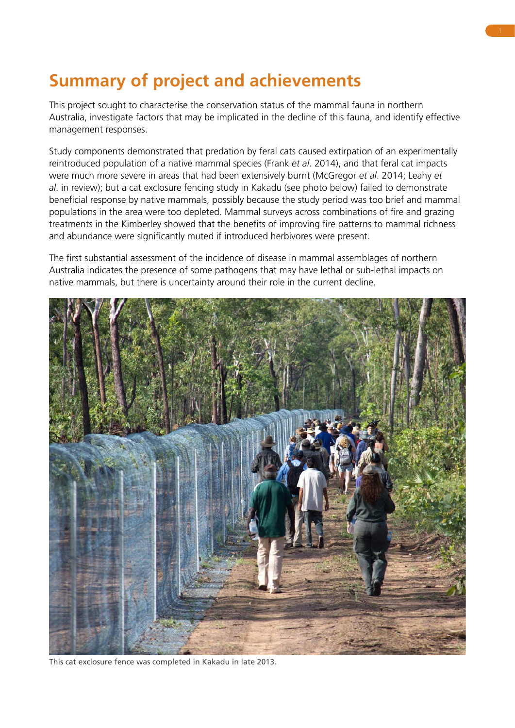# Summary of project and achievements

This project sought to characterise the conservation status of the mammal fauna in northern Australia, investigate factors that may be implicated in the decline of this fauna, and identify effective management responses.

Study components demonstrated that predation by feral cats caused extirpation of an experimentally reintroduced population of a native mammal species (Frank *et al*. 2014), and that feral cat impacts were much more severe in areas that had been extensively burnt (McGregor *et al*. 2014; Leahy *et al*. in review); but a cat exclosure fencing study in Kakadu (see photo below) failed to demonstrate beneficial response by native mammals, possibly because the study period was too brief and mammal populations in the area were too depleted. Mammal surveys across combinations of fire and grazing treatments in the Kimberley showed that the benefits of improving fire patterns to mammal richness and abundance were significantly muted if introduced herbivores were present.

The first substantial assessment of the incidence of disease in mammal assemblages of northern Australia indicates the presence of some pathogens that may have lethal or sub-lethal impacts on native mammals, but there is uncertainty around their role in the current decline.

This cat exclosure fence was completed in Kakadu in late 2013.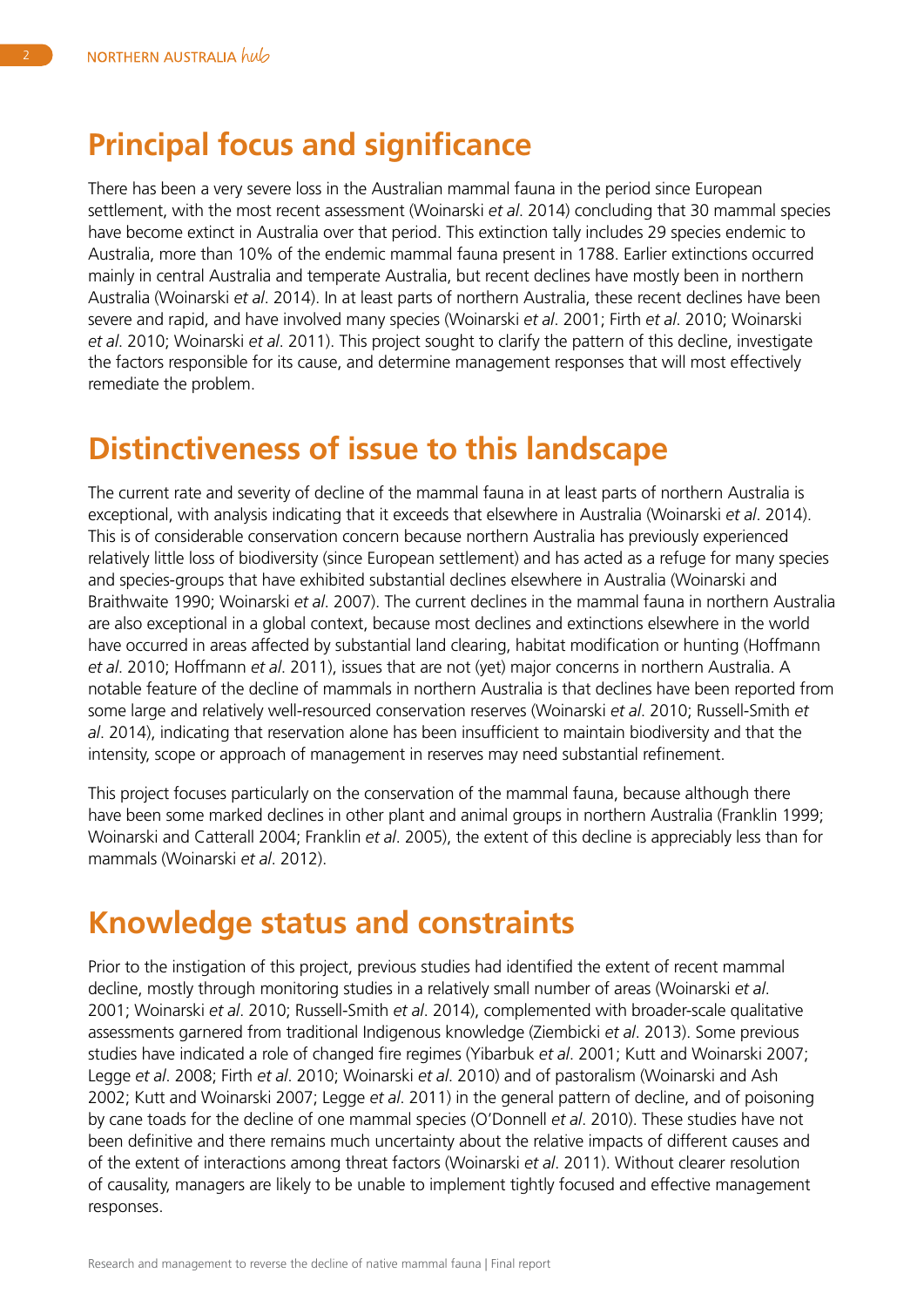## Principal focus and significance

There has been a very severe loss in the Australian mammal fauna in the period since European settlement, with the most recent assessment (Woinarski *et al*. 2014) concluding that 30 mammal species have become extinct in Australia over that period. This extinction tally includes 29 species endemic to Australia, more than 10% of the endemic mammal fauna present in 1788. Earlier extinctions occurred mainly in central Australia and temperate Australia, but recent declines have mostly been in northern Australia (Woinarski *et al*. 2014). In at least parts of northern Australia, these recent declines have been severe and rapid, and have involved many species (Woinarski *et al*. 2001; Firth *et al*. 2010; Woinarski *et al*. 2010; Woinarski *et al*. 2011). This project sought to clarify the pattern of this decline, investigate the factors responsible for its cause, and determine management responses that will most effectively remediate the problem.

## Distinctiveness of issue to this landscape

The current rate and severity of decline of the mammal fauna in at least parts of northern Australia is exceptional, with analysis indicating that it exceeds that elsewhere in Australia (Woinarski *et al*. 2014). This is of considerable conservation concern because northern Australia has previously experienced relatively little loss of biodiversity (since European settlement) and has acted as a refuge for many species and species-groups that have exhibited substantial declines elsewhere in Australia (Woinarski and Braithwaite 1990; Woinarski *et al*. 2007). The current declines in the mammal fauna in northern Australia are also exceptional in a global context, because most declines and extinctions elsewhere in the world have occurred in areas affected by substantial land clearing, habitat modification or hunting (Hoffmann *et al*. 2010; Hoffmann *et al*. 2011), issues that are not (yet) major concerns in northern Australia. A notable feature of the decline of mammals in northern Australia is that declines have been reported from some large and relatively well-resourced conservation reserves (Woinarski *et al*. 2010; Russell-Smith *et al*. 2014), indicating that reservation alone has been insufficient to maintain biodiversity and that the intensity, scope or approach of management in reserves may need substantial refinement.

This project focuses particularly on the conservation of the mammal fauna, because although there have been some marked declines in other plant and animal groups in northern Australia (Franklin 1999; Woinarski and Catterall 2004; Franklin *et al*. 2005), the extent of this decline is appreciably less than for mammals (Woinarski *et al*. 2012).

## Knowledge status and constraints

Prior to the instigation of this project, previous studies had identified the extent of recent mammal decline, mostly through monitoring studies in a relatively small number of areas (Woinarski *et al*. 2001; Woinarski *et al*. 2010; Russell-Smith *et al*. 2014), complemented with broader-scale qualitative assessments garnered from traditional Indigenous knowledge (Ziembicki *et al*. 2013). Some previous studies have indicated a role of changed fire regimes (Yibarbuk *et al*. 2001; Kutt and Woinarski 2007; Legge *et al*. 2008; Firth *et al*. 2010; Woinarski *et al*. 2010) and of pastoralism (Woinarski and Ash 2002; Kutt and Woinarski 2007; Legge *et al*. 2011) in the general pattern of decline, and of poisoning by cane toads for the decline of one mammal species (O'Donnell *et al*. 2010). These studies have not been definitive and there remains much uncertainty about the relative impacts of different causes and of the extent of interactions among threat factors (Woinarski *et al*. 2011). Without clearer resolution of causality, managers are likely to be unable to implement tightly focused and effective management responses.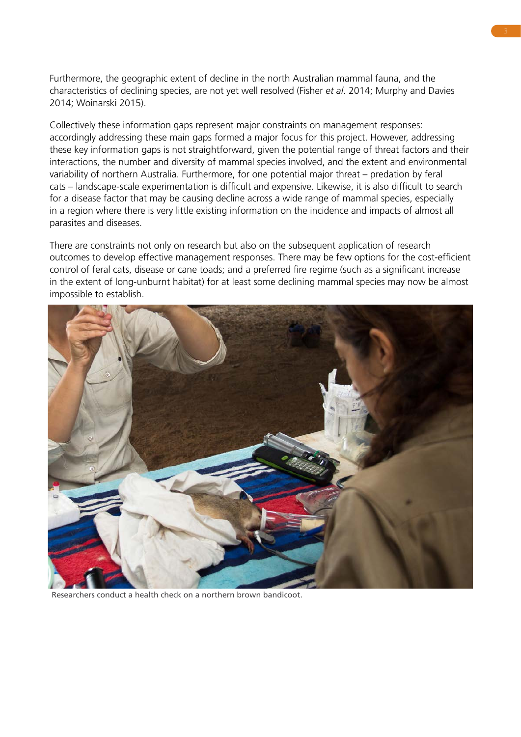Furthermore, the geographic extent of decline in the north Australian mammal fauna, and the characteristics of declining species, are not yet well resolved (Fisher *et al*. 2014; Murphy and Davies 2014; Woinarski 2015).

Collectively these information gaps represent major constraints on management responses: accordingly addressing these main gaps formed a major focus for this project. However, addressing these key information gaps is not straightforward, given the potential range of threat factors and their interactions, the number and diversity of mammal species involved, and the extent and environmental variability of northern Australia. Furthermore, for one potential major threat – predation by feral cats – landscape-scale experimentation is difficult and expensive. Likewise, it is also difficult to search for a disease factor that may be causing decline across a wide range of mammal species, especially in a region where there is very little existing information on the incidence and impacts of almost all parasites and diseases.

There are constraints not only on research but also on the subsequent application of research outcomes to develop effective management responses. There may be few options for the cost-efficient control of feral cats, disease or cane toads; and a preferred fire regime (such as a significant increase in the extent of long-unburnt habitat) for at least some declining mammal species may now be almost impossible to establish.

Researchers conduct a health check on a northern brown bandicoot.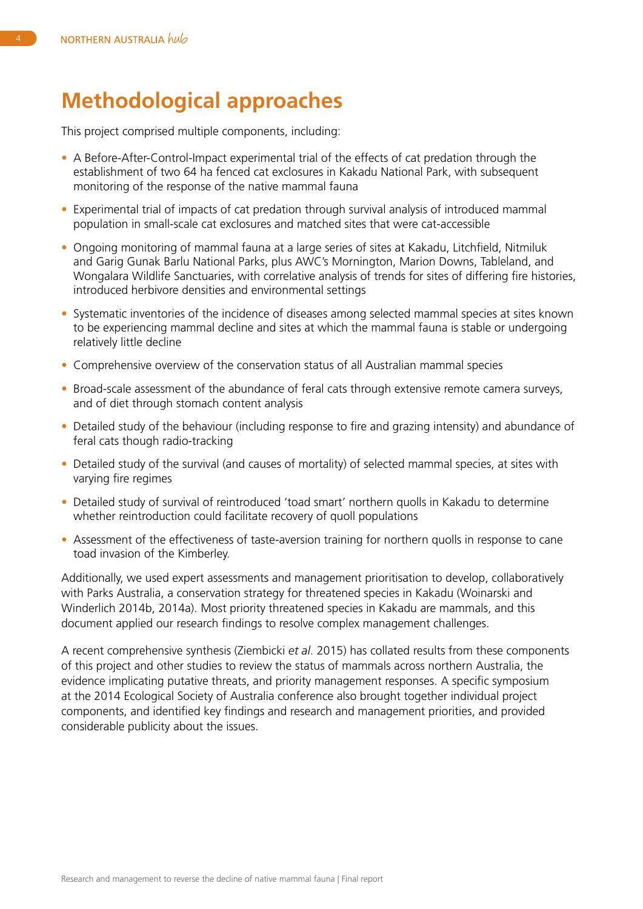# Methodological approaches

This project comprised multiple components, including:

- A Before-After-Control-Impact experimental trial of the effects of cat predation through the establishment of two 64 ha fenced cat exclosures in Kakadu National Park, with subsequent monitoring of the response of the native mammal fauna
- Experimental trial of impacts of cat predation through survival analysis of introduced mammal population in small-scale cat exclosures and matched sites that were cat-accessible
- Ongoing monitoring of mammal fauna at a large series of sites at Kakadu, Litchfield, Nitmiluk and Garig Gunak Barlu National Parks, plus AWC's Mornington, Marion Downs, Tableland, and Wongalara Wildlife Sanctuaries, with correlative analysis of trends for sites of differing fire histories, introduced herbivore densities and environmental settings
- Systematic inventories of the incidence of diseases among selected mammal species at sites known to be experiencing mammal decline and sites at which the mammal fauna is stable or undergoing relatively little decline
- Comprehensive overview of the conservation status of all Australian mammal species
- Broad-scale assessment of the abundance of feral cats through extensive remote camera surveys, and of diet through stomach content analysis
- Detailed study of the behaviour (including response to fire and grazing intensity) and abundance of feral cats though radio-tracking
- Detailed study of the survival (and causes of mortality) of selected mammal species, at sites with varying fire regimes
- Detailed study of survival of reintroduced 'toad smart' northern quolls in Kakadu to determine whether reintroduction could facilitate recovery of quoll populations
- Assessment of the effectiveness of taste-aversion training for northern quolls in response to cane toad invasion of the Kimberley.

Additionally, we used expert assessments and management prioritisation to develop, collaboratively with Parks Australia, a conservation strategy for threatened species in Kakadu (Woinarski and Winderlich 2014b, 2014a). Most priority threatened species in Kakadu are mammals, and this document applied our research findings to resolve complex management challenges.

A recent comprehensive synthesis (Ziembicki *et al*. 2015) has collated results from these components of this project and other studies to review the status of mammals across northern Australia, the evidence implicating putative threats, and priority management responses. A specific symposium at the 2014 Ecological Society of Australia conference also brought together individual project components, and identified key findings and research and management priorities, and provided considerable publicity about the issues.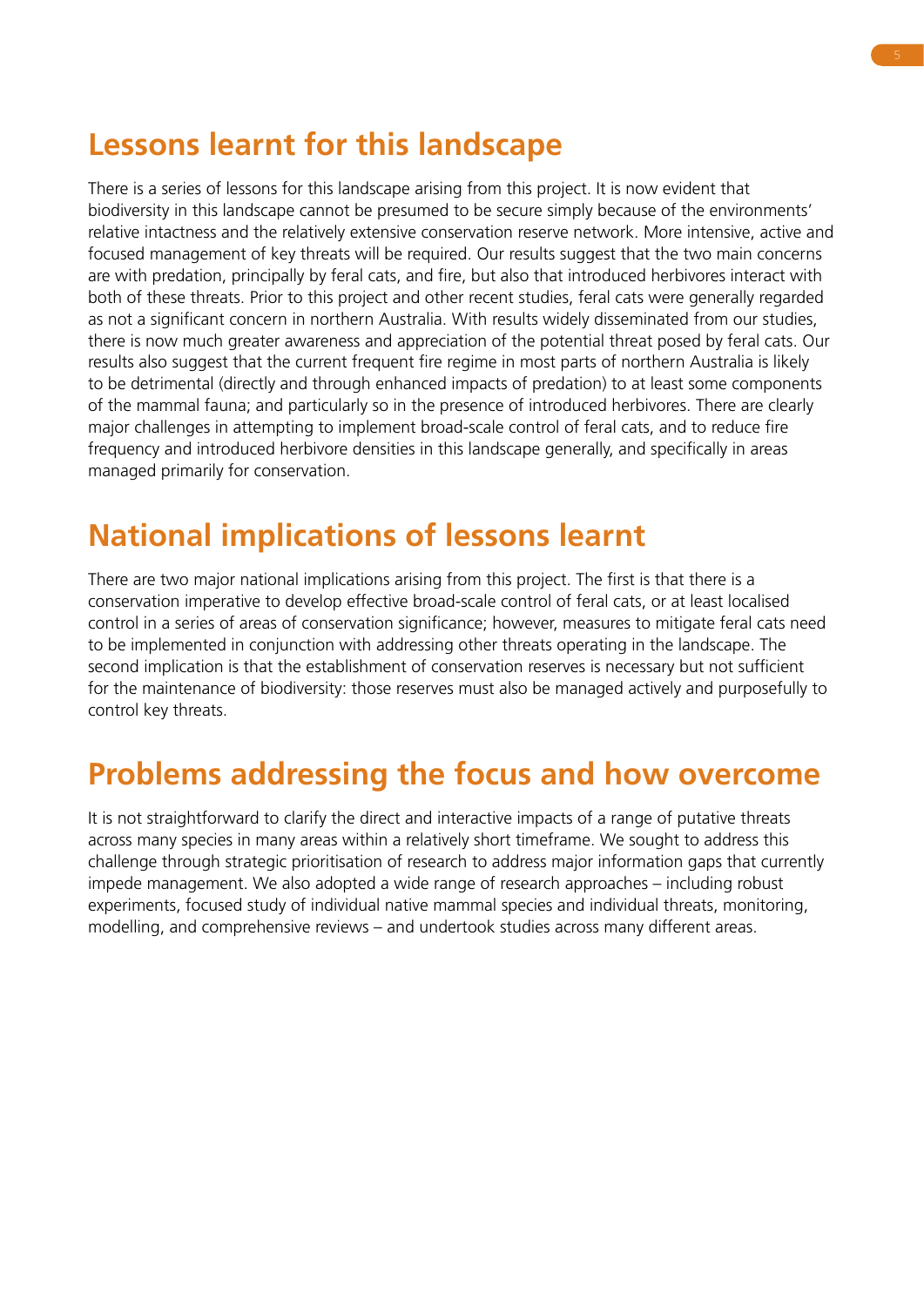## Lessons learnt for this landscape

There is a series of lessons for this landscape arising from this project. It is now evident that biodiversity in this landscape cannot be presumed to be secure simply because of the environments' relative intactness and the relatively extensive conservation reserve network. More intensive, active and focused management of key threats will be required. Our results suggest that the two main concerns are with predation, principally by feral cats, and fire, but also that introduced herbivores interact with both of these threats. Prior to this project and other recent studies, feral cats were generally regarded as not a significant concern in northern Australia. With results widely disseminated from our studies, there is now much greater awareness and appreciation of the potential threat posed by feral cats. Our results also suggest that the current frequent fire regime in most parts of northern Australia is likely to be detrimental (directly and through enhanced impacts of predation) to at least some components of the mammal fauna; and particularly so in the presence of introduced herbivores. There are clearly major challenges in attempting to implement broad-scale control of feral cats, and to reduce fire frequency and introduced herbivore densities in this landscape generally, and specifically in areas managed primarily for conservation.

## National implications of lessons learnt

There are two major national implications arising from this project. The first is that there is a conservation imperative to develop effective broad-scale control of feral cats, or at least localised control in a series of areas of conservation significance; however, measures to mitigate feral cats need to be implemented in conjunction with addressing other threats operating in the landscape. The second implication is that the establishment of conservation reserves is necessary but not sufficient for the maintenance of biodiversity: those reserves must also be managed actively and purposefully to control key threats.

## Problems addressing the focus and how overcome

It is not straightforward to clarify the direct and interactive impacts of a range of putative threats across many species in many areas within a relatively short timeframe. We sought to address this challenge through strategic prioritisation of research to address major information gaps that currently impede management. We also adopted a wide range of research approaches – including robust experiments, focused study of individual native mammal species and individual threats, monitoring, modelling, and comprehensive reviews – and undertook studies across many different areas.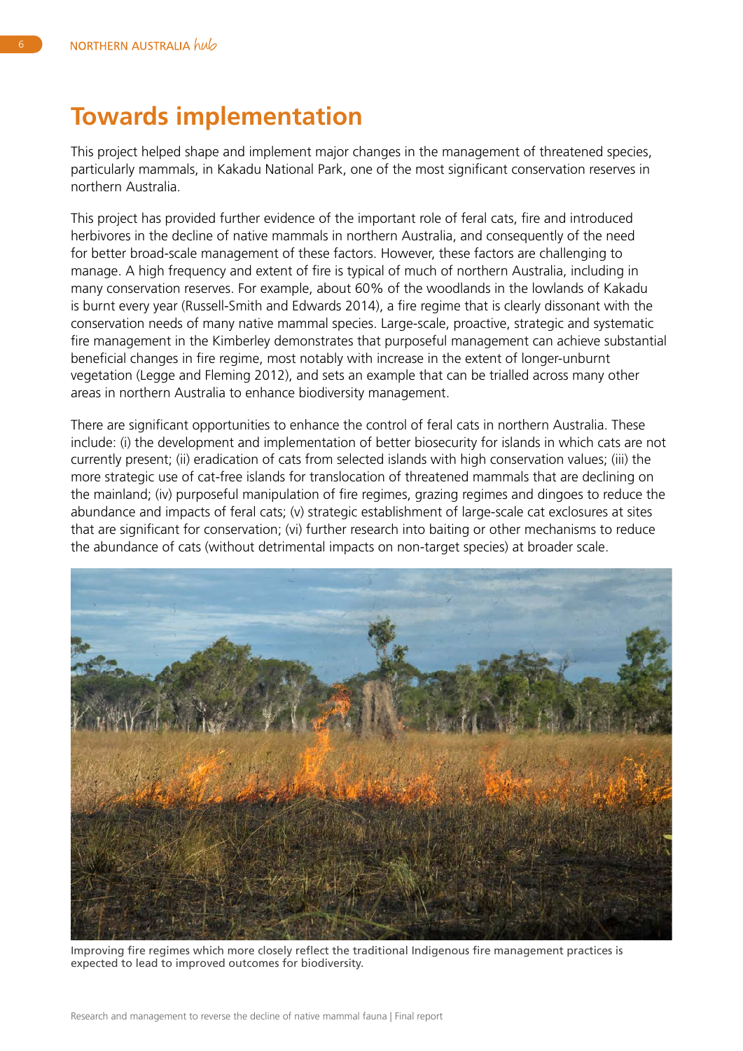# Towards implementation

This project helped shape and implement major changes in the management of threatened species, particularly mammals, in Kakadu National Park, one of the most significant conservation reserves in northern Australia.

This project has provided further evidence of the important role of feral cats, fire and introduced herbivores in the decline of native mammals in northern Australia, and consequently of the need for better broad-scale management of these factors. However, these factors are challenging to manage. A high frequency and extent of fire is typical of much of northern Australia, including in many conservation reserves. For example, about 60% of the woodlands in the lowlands of Kakadu is burnt every year (Russell-Smith and Edwards 2014), a fire regime that is clearly dissonant with the conservation needs of many native mammal species. Large-scale, proactive, strategic and systematic fire management in the Kimberley demonstrates that purposeful management can achieve substantial beneficial changes in fire regime, most notably with increase in the extent of longer-unburnt vegetation (Legge and Fleming 2012), and sets an example that can be trialled across many other areas in northern Australia to enhance biodiversity management.

There are significant opportunities to enhance the control of feral cats in northern Australia. These include: (i) the development and implementation of better biosecurity for islands in which cats are not currently present; (ii) eradication of cats from selected islands with high conservation values; (iii) the more strategic use of cat-free islands for translocation of threatened mammals that are declining on the mainland; (iv) purposeful manipulation of fire regimes, grazing regimes and dingoes to reduce the abundance and impacts of feral cats; (v) strategic establishment of large-scale cat exclosures at sites that are significant for conservation; (vi) further research into baiting or other mechanisms to reduce the abundance of cats (without detrimental impacts on non-target species) at broader scale.

Improving fire regimes which more closely reflect the traditional Indigenous fire management practices is expected to lead to improved outcomes for biodiversity.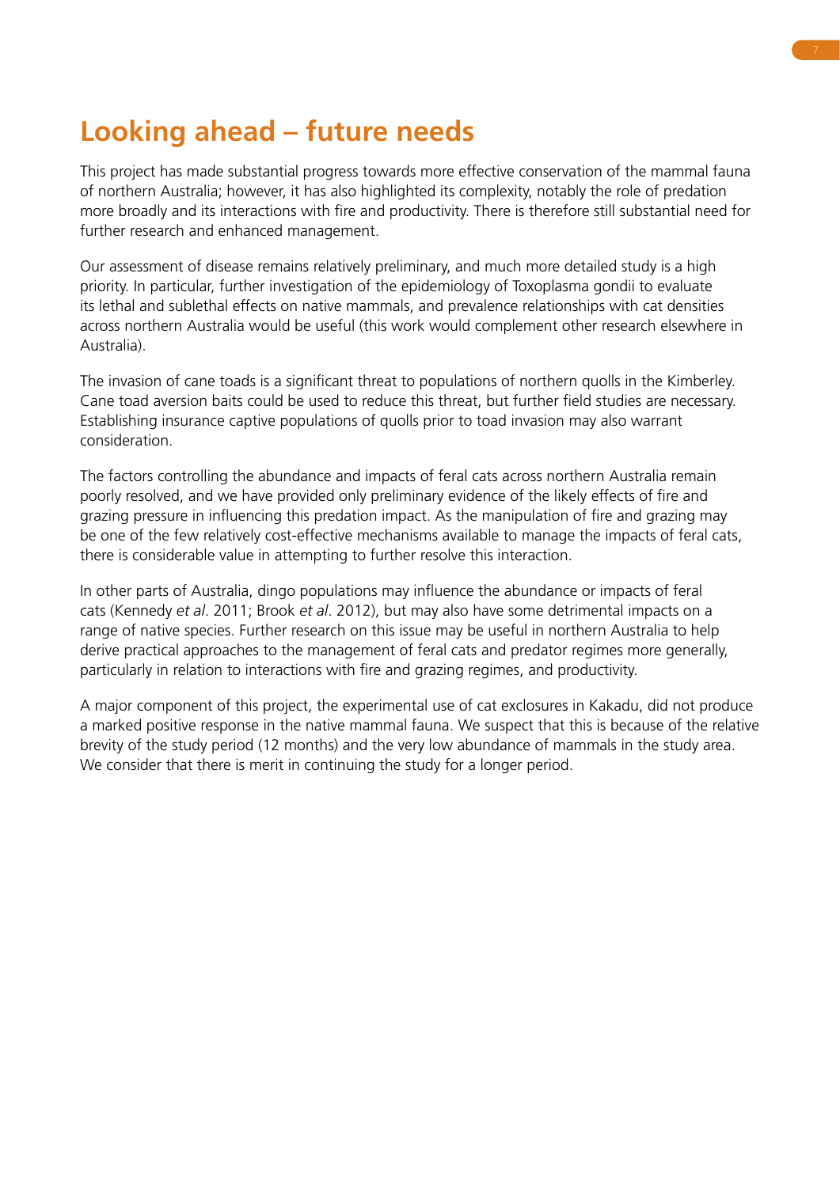# Looking ahead – future needs

This project has made substantial progress towards more effective conservation of the mammal fauna of northern Australia; however, it has also highlighted its complexity, notably the role of predation more broadly and its interactions with fire and productivity. There is therefore still substantial need for further research and enhanced management.

Our assessment of disease remains relatively preliminary, and much more detailed study is a high priority. In particular, further investigation of the epidemiology of Toxoplasma gondii to evaluate its lethal and sublethal effects on native mammals, and prevalence relationships with cat densities across northern Australia would be useful (this work would complement other research elsewhere in Australia).

The invasion of cane toads is a significant threat to populations of northern quolls in the Kimberley. Cane toad aversion baits could be used to reduce this threat, but further field studies are necessary. Establishing insurance captive populations of quolls prior to toad invasion may also warrant consideration.

The factors controlling the abundance and impacts of feral cats across northern Australia remain poorly resolved, and we have provided only preliminary evidence of the likely effects of fire and grazing pressure in influencing this predation impact. As the manipulation of fire and grazing may be one of the few relatively cost-effective mechanisms available to manage the impacts of feral cats, there is considerable value in attempting to further resolve this interaction.

In other parts of Australia, dingo populations may influence the abundance or impacts of feral cats (Kennedy *et al*. 2011; Brook *et al*. 2012), but may also have some detrimental impacts on a range of native species. Further research on this issue may be useful in northern Australia to help derive practical approaches to the management of feral cats and predator regimes more generally, particularly in relation to interactions with fire and grazing regimes, and productivity.

A major component of this project, the experimental use of cat exclosures in Kakadu, did not produce a marked positive response in the native mammal fauna. We suspect that this is because of the relative brevity of the study period (12 months) and the very low abundance of mammals in the study area. We consider that there is merit in continuing the study for a longer period.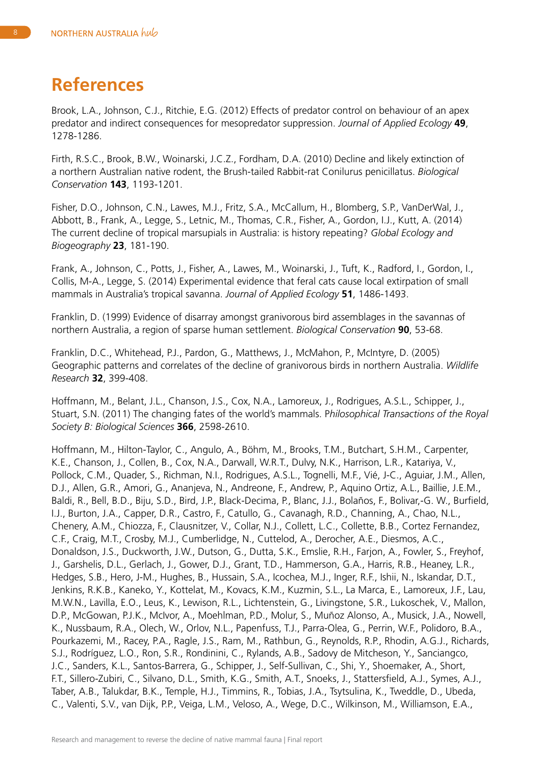# References

Brook, L.A., Johnson, C.J., Ritchie, E.G. (2012) Effects of predator control on behaviour of an apex predator and indirect consequences for mesopredator suppression. *Journal of Applied Ecology* **49**, 1278-1286.

Firth, R.S.C., Brook, B.W., Woinarski, J.C.Z., Fordham, D.A. (2010) Decline and likely extinction of a northern Australian native rodent, the Brush-tailed Rabbit-rat Conilurus penicillatus. *Biological Conservation* **143**, 1193-1201.

Fisher, D.O., Johnson, C.N., Lawes, M.J., Fritz, S.A., McCallum, H., Blomberg, S.P., VanDerWal, J., Abbott, B., Frank, A., Legge, S., Letnic, M., Thomas, C.R., Fisher, A., Gordon, I.J., Kutt, A. (2014) The current decline of tropical marsupials in Australia: is history repeating? *Global Ecology and Biogeography* **23**, 181-190.

Frank, A., Johnson, C., Potts, J., Fisher, A., Lawes, M., Woinarski, J., Tuft, K., Radford, I., Gordon, I., Collis, M-A., Legge, S. (2014) Experimental evidence that feral cats cause local extirpation of small mammals in Australia's tropical savanna. *Journal of Applied Ecology* **51**, 1486-1493.

Franklin, D. (1999) Evidence of disarray amongst granivorous bird assemblages in the savannas of northern Australia, a region of sparse human settlement. *Biological Conservation* **90**, 53-68.

Franklin, D.C., Whitehead, P.J., Pardon, G., Matthews, J., McMahon, P., McIntyre, D. (2005) Geographic patterns and correlates of the decline of granivorous birds in northern Australia. *Wildlife Research* **32**, 399-408.

Hoffmann, M., Belant, J.L., Chanson, J.S., Cox, N.A., Lamoreux, J., Rodrigues, A.S.L., Schipper, J., Stuart, S.N. (2011) The changing fates of the world's mammals. P*hilosophical Transactions of the Royal Society B: Biological Sciences* **366**, 2598-2610.

Hoffmann, M., Hilton-Taylor, C., Angulo, A., Böhm, M., Brooks, T.M., Butchart, S.H.M., Carpenter, K.E., Chanson, J., Collen, B., Cox, N.A., Darwall, W.R.T., Dulvy, N.K., Harrison, L.R., Katariya, V., Pollock, C.M., Quader, S., Richman, N.I., Rodrigues, A.S.L., Tognelli, M.F., Vié, J-C., Aguiar, J.M., Allen, D.J., Allen, G.R., Amori, G., Ananjeva, N., Andreone, F., Andrew, P., Aquino Ortiz, A.L., Baillie, J.E.M., Baldi, R., Bell, B.D., Biju, S.D., Bird, J.P., Black-Decima, P., Blanc, J.J., Bolaños, F., Bolivar,-G. W., Burfield, I.J., Burton, J.A., Capper, D.R., Castro, F., Catullo, G., Cavanagh, R.D., Channing, A., Chao, N.L., Chenery, A.M., Chiozza, F., Clausnitzer, V., Collar, N.J., Collett, L.C., Collette, B.B., Cortez Fernandez, C.F., Craig, M.T., Crosby, M.J., Cumberlidge, N., Cuttelod, A., Derocher, A.E., Diesmos, A.C., Donaldson, J.S., Duckworth, J.W., Dutson, G., Dutta, S.K., Emslie, R.H., Farjon, A., Fowler, S., Freyhof, J., Garshelis, D.L., Gerlach, J., Gower, D.J., Grant, T.D., Hammerson, G.A., Harris, R.B., Heaney, L.R., Hedges, S.B., Hero, J-M., Hughes, B., Hussain, S.A., Icochea, M.J., Inger, R.F., Ishii, N., Iskandar, D.T., Jenkins, R.K.B., Kaneko, Y., Kottelat, M., Kovacs, K.M., Kuzmin, S.L., La Marca, E., Lamoreux, J.F., Lau, M.W.N., Lavilla, E.O., Leus, K., Lewison, R.L., Lichtenstein, G., Livingstone, S.R., Lukoschek, V., Mallon, D.P., McGowan, P.J.K., McIvor, A., Moehlman, P.D., Molur, S., Muñoz Alonso, A., Musick, J.A., Nowell, K., Nussbaum, R.A., Olech, W., Orlov, N.L., Papenfuss, T.J., Parra-Olea, G., Perrin, W.F., Polidoro, B.A., Pourkazemi, M., Racey, P.A., Ragle, J.S., Ram, M., Rathbun, G., Reynolds, R.P., Rhodin, A.G.J., Richards, S.J., Rodríguez, L.O., Ron, S.R., Rondinini, C., Rylands, A.B., Sadovy de Mitcheson, Y., Sanciangco, J.C., Sanders, K.L., Santos-Barrera, G., Schipper, J., Self-Sullivan, C., Shi, Y., Shoemaker, A., Short, F.T., Sillero-Zubiri, C., Silvano, D.L., Smith, K.G., Smith, A.T., Snoeks, J., Stattersfield, A.J., Symes, A.J., Taber, A.B., Talukdar, B.K., Temple, H.J., Timmins, R., Tobias, J.A., Tsytsulina, K., Tweddle, D., Ubeda, C., Valenti, S.V., van Dijk, P.P., Veiga, L.M., Veloso, A., Wege, D.C., Wilkinson, M., Williamson, E.A.,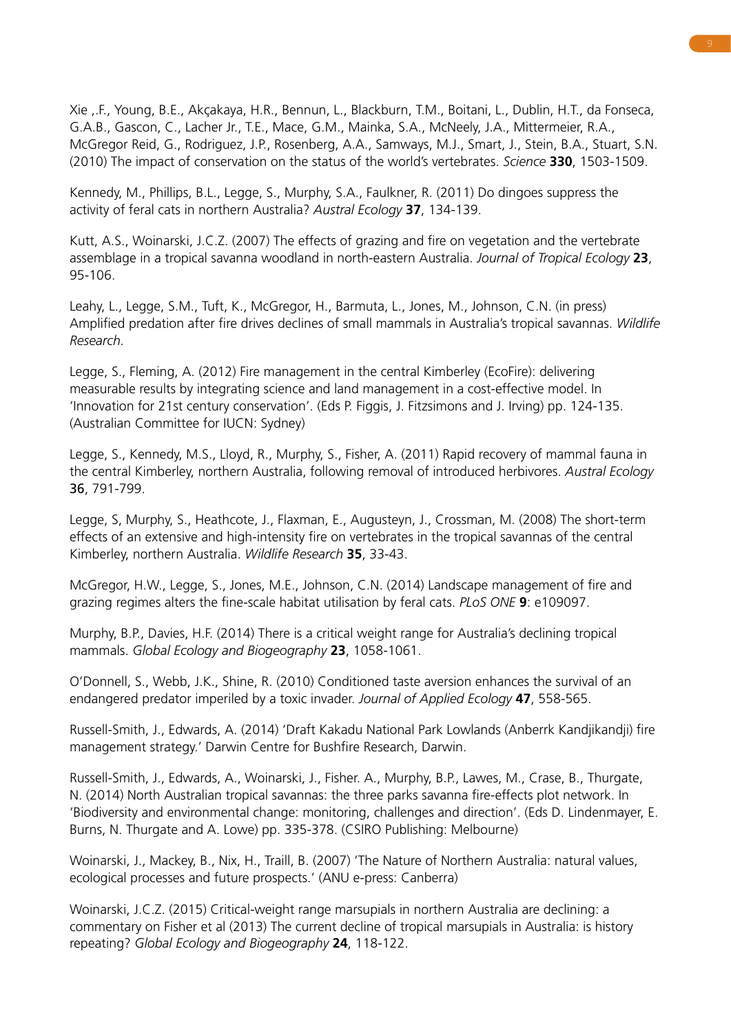Xie ,.F., Young, B.E., Akçakaya, H.R., Bennun, L., Blackburn, T.M., Boitani, L., Dublin, H.T., da Fonseca, G.A.B., Gascon, C., Lacher Jr., T.E., Mace, G.M., Mainka, S.A., McNeely, J.A., Mittermeier, R.A., McGregor Reid, G., Rodriguez, J.P., Rosenberg, A.A., Samways, M.J., Smart, J., Stein, B.A., Stuart, S.N. (2010) The impact of conservation on the status of the world's vertebrates. *Science* **330**, 1503-1509.

Kennedy, M., Phillips, B.L., Legge, S., Murphy, S.A., Faulkner, R. (2011) Do dingoes suppress the activity of feral cats in northern Australia? *Austral Ecology* **37**, 134-139.

Kutt, A.S., Woinarski, J.C.Z. (2007) The effects of grazing and fire on vegetation and the vertebrate assemblage in a tropical savanna woodland in north-eastern Australia. *Journal of Tropical Ecology* **23**, 95-106.

Leahy, L., Legge, S.M., Tuft, K., McGregor, H., Barmuta, L., Jones, M., Johnson, C.N. (in press) Amplified predation after fire drives declines of small mammals in Australia's tropical savannas. *Wildlife Research*.

Legge, S., Fleming, A. (2012) Fire management in the central Kimberley (EcoFire): delivering measurable results by integrating science and land management in a cost-effective model. In 'Innovation for 21st century conservation'. (Eds P. Figgis, J. Fitzsimons and J. Irving) pp. 124-135. (Australian Committee for IUCN: Sydney)

Legge, S., Kennedy, M.S., Lloyd, R., Murphy, S., Fisher, A. (2011) Rapid recovery of mammal fauna in the central Kimberley, northern Australia, following removal of introduced herbivores. *Austral Ecology* **36**, 791-799.

Legge, S, Murphy, S., Heathcote, J., Flaxman, E., Augusteyn, J., Crossman, M. (2008) The short-term effects of an extensive and high-intensity fire on vertebrates in the tropical savannas of the central Kimberley, northern Australia. *Wildlife Research* **35**, 33-43.

McGregor, H.W., Legge, S., Jones, M.E., Johnson, C.N. (2014) Landscape management of fire and grazing regimes alters the fine-scale habitat utilisation by feral cats. *PLoS ONE* **9**: e109097.

Murphy, B.P., Davies, H.F. (2014) There is a critical weight range for Australia's declining tropical mammals. *Global Ecology and Biogeography* **23**, 1058-1061.

O'Donnell, S., Webb, J.K., Shine, R. (2010) Conditioned taste aversion enhances the survival of an endangered predator imperiled by a toxic invader. *Journal of Applied Ecology* **47**, 558-565.

Russell-Smith, J., Edwards, A. (2014) 'Draft Kakadu National Park Lowlands (Anberrk Kandjikandji) fire management strategy.' Darwin Centre for Bushfire Research, Darwin.

Russell-Smith, J., Edwards, A., Woinarski, J., Fisher. A., Murphy, B.P., Lawes, M., Crase, B., Thurgate, N. (2014) North Australian tropical savannas: the three parks savanna fire-effects plot network. In 'Biodiversity and environmental change: monitoring, challenges and direction'. (Eds D. Lindenmayer, E. Burns, N. Thurgate and A. Lowe) pp. 335-378. (CSIRO Publishing: Melbourne)

Woinarski, J., Mackey, B., Nix, H., Traill, B. (2007) 'The Nature of Northern Australia: natural values, ecological processes and future prospects.' (ANU e-press: Canberra)

Woinarski, J.C.Z. (2015) Critical-weight range marsupials in northern Australia are declining: a commentary on Fisher et al (2013) The current decline of tropical marsupials in Australia: is history repeating? *Global Ecology and Biogeography* **24**, 118-122.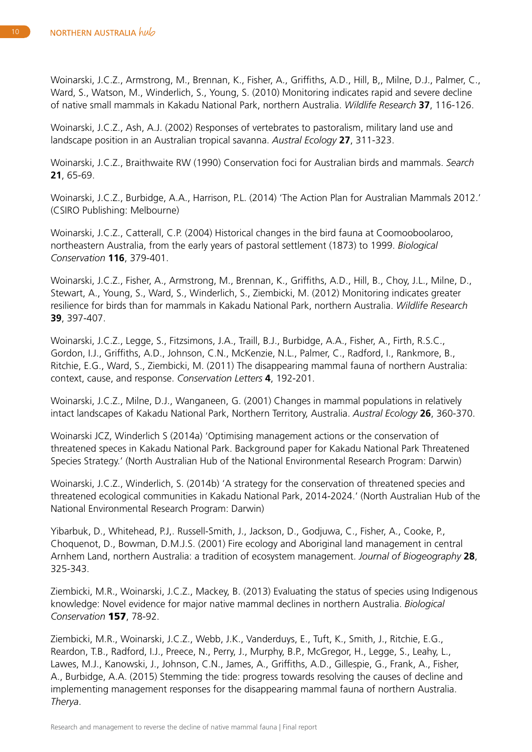Woinarski, J.C.Z., Armstrong, M., Brennan, K., Fisher, A., Griffiths, A.D., Hill, B,, Milne, D.J., Palmer, C., Ward, S., Watson, M., Winderlich, S., Young, S. (2010) Monitoring indicates rapid and severe decline of native small mammals in Kakadu National Park, northern Australia. *Wildlife Research* **37**, 116-126.

Woinarski, J.C.Z., Ash, A.J. (2002) Responses of vertebrates to pastoralism, military land use and landscape position in an Australian tropical savanna. *Austral Ecology* **27**, 311-323.

Woinarski, J.C.Z., Braithwaite RW (1990) Conservation foci for Australian birds and mammals. *Search* **21**, 65-69.

Woinarski, J.C.Z., Burbidge, A.A., Harrison, P.L. (2014) 'The Action Plan for Australian Mammals 2012.' (CSIRO Publishing: Melbourne)

Woinarski, J.C.Z., Catterall, C.P. (2004) Historical changes in the bird fauna at Coomooboolaroo, northeastern Australia, from the early years of pastoral settlement (1873) to 1999. *Biological Conservation* **116**, 379-401.

Woinarski, J.C.Z., Fisher, A., Armstrong, M., Brennan, K., Griffiths, A.D., Hill, B., Choy, J.L., Milne, D., Stewart, A., Young, S., Ward, S., Winderlich, S., Ziembicki, M. (2012) Monitoring indicates greater resilience for birds than for mammals in Kakadu National Park, northern Australia. *Wildlife Research* **39**, 397-407.

Woinarski, J.C.Z., Legge, S., Fitzsimons, J.A., Traill, B.J., Burbidge, A.A., Fisher, A., Firth, R.S.C., Gordon, I.J., Griffiths, A.D., Johnson, C.N., McKenzie, N.L., Palmer, C., Radford, I., Rankmore, B., Ritchie, E.G., Ward, S., Ziembicki, M. (2011) The disappearing mammal fauna of northern Australia: context, cause, and response. *Conservation Letters* **4**, 192-201.

Woinarski, J.C.Z., Milne, D.J., Wanganeen, G. (2001) Changes in mammal populations in relatively intact landscapes of Kakadu National Park, Northern Territory, Australia. *Austral Ecology* **26**, 360-370.

Woinarski JCZ, Winderlich S (2014a) 'Optimising management actions or the conservation of threatened speces in Kakadu National Park. Background paper for Kakadu National Park Threatened Species Strategy.' (North Australian Hub of the National Environmental Research Program: Darwin)

Woinarski, J.C.Z., Winderlich, S. (2014b) 'A strategy for the conservation of threatened species and threatened ecological communities in Kakadu National Park, 2014-2024.' (North Australian Hub of the National Environmental Research Program: Darwin)

Yibarbuk, D., Whitehead, P.J,. Russell-Smith, J., Jackson, D., Godjuwa, C., Fisher, A., Cooke, P., Choquenot, D., Bowman, D.M.J.S. (2001) Fire ecology and Aboriginal land management in central Arnhem Land, northern Australia: a tradition of ecosystem management. *Journal of Biogeography* **28**, 325-343.

Ziembicki, M.R., Woinarski, J.C.Z., Mackey, B. (2013) Evaluating the status of species using Indigenous knowledge: Novel evidence for major native mammal declines in northern Australia. *Biological Conservation* **157**, 78-92.

Ziembicki, M.R., Woinarski, J.C.Z., Webb, J.K., Vanderduys, E., Tuft, K., Smith, J., Ritchie, E.G., Reardon, T.B., Radford, I.J., Preece, N., Perry, J., Murphy, B.P., McGregor, H., Legge, S., Leahy, L., Lawes, M.J., Kanowski, J., Johnson, C.N., James, A., Griffiths, A.D., Gillespie, G., Frank, A., Fisher, A., Burbidge, A.A. (2015) Stemming the tide: progress towards resolving the causes of decline and implementing management responses for the disappearing mammal fauna of northern Australia. *Therya*.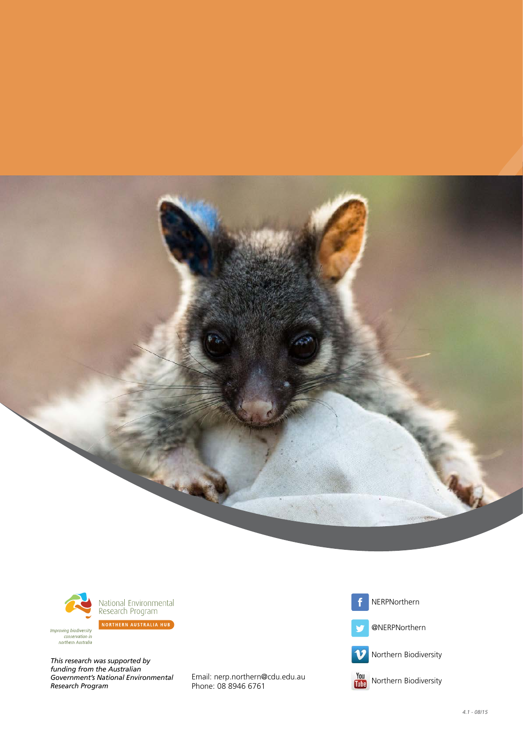National Environmental Research Program

NORTHERN AUSTRALIA HUB

*Improving biodiversity conservation in northern Australia*

*This research was supported by funding from the Australian Government's National Environmental Research Program*

Email: nerp.northern@cdu.edu.au
Phone: 08 8946 6761

NERPNorthern

@NERPNorthern

Northern Biodiversity

Northern Biodiversity

*4.1 - 08/15*